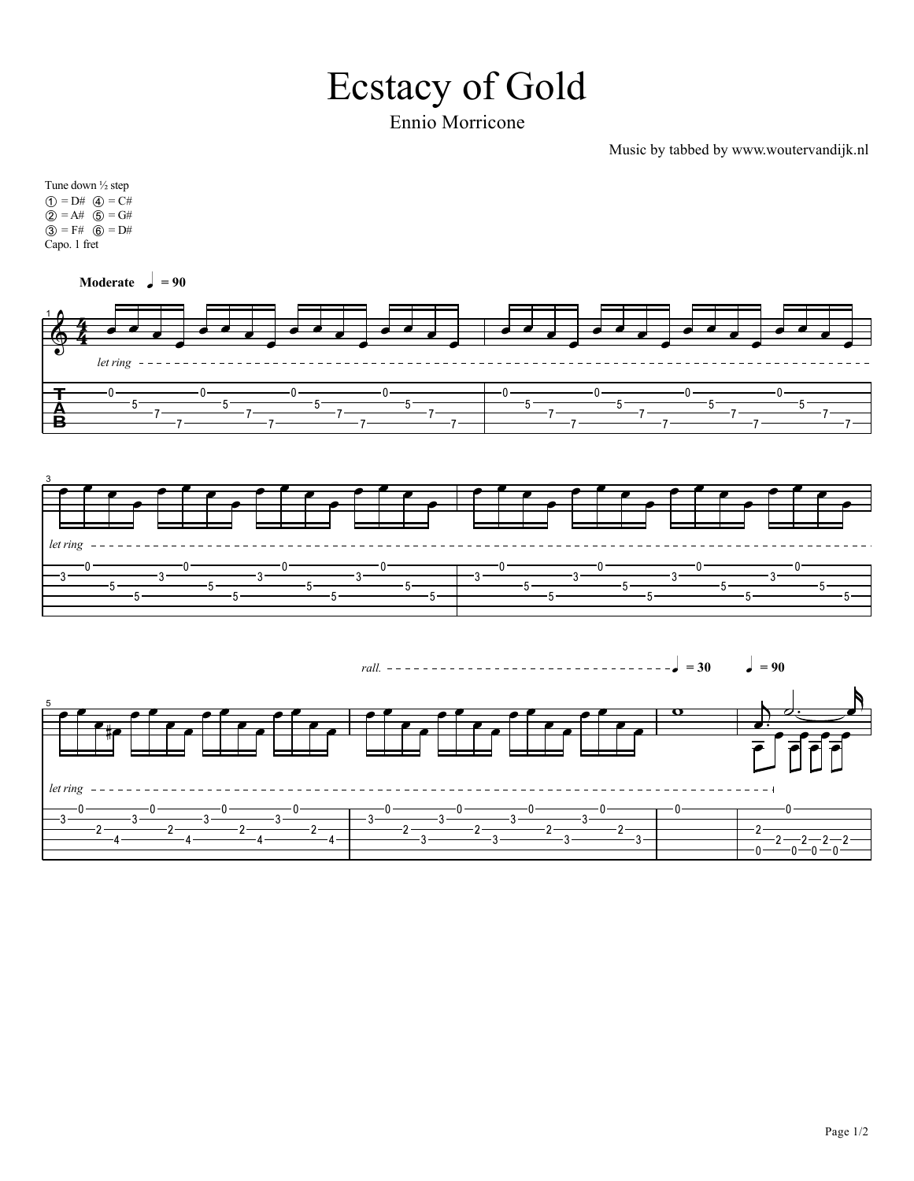# Ecstacy of Gold

Ennio Morricone

Music by tabbed by www.woutervandijk.nl

Tune down ½ step
① = D# ④ = C#
② = A# ⑤ = G#
③ = F# ⑥ = D#
Capo. 1 fret

**Moderate** ♩ = 90

*let ring*

*rall.* ♩ = 30 ♩ = 90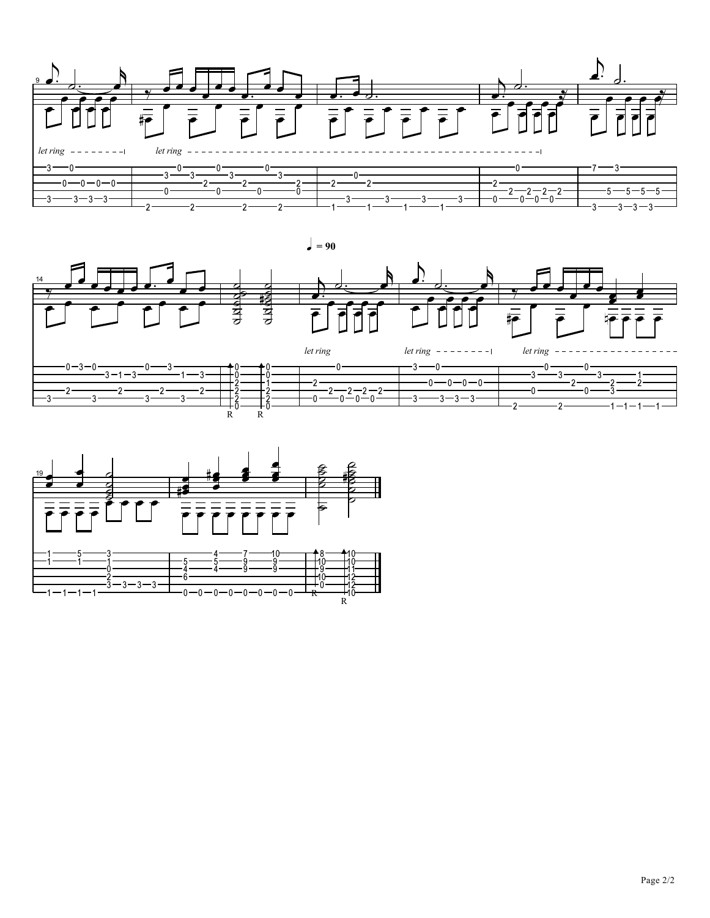let ring

let ring

♩ = 90

let ring

let ring

let ring